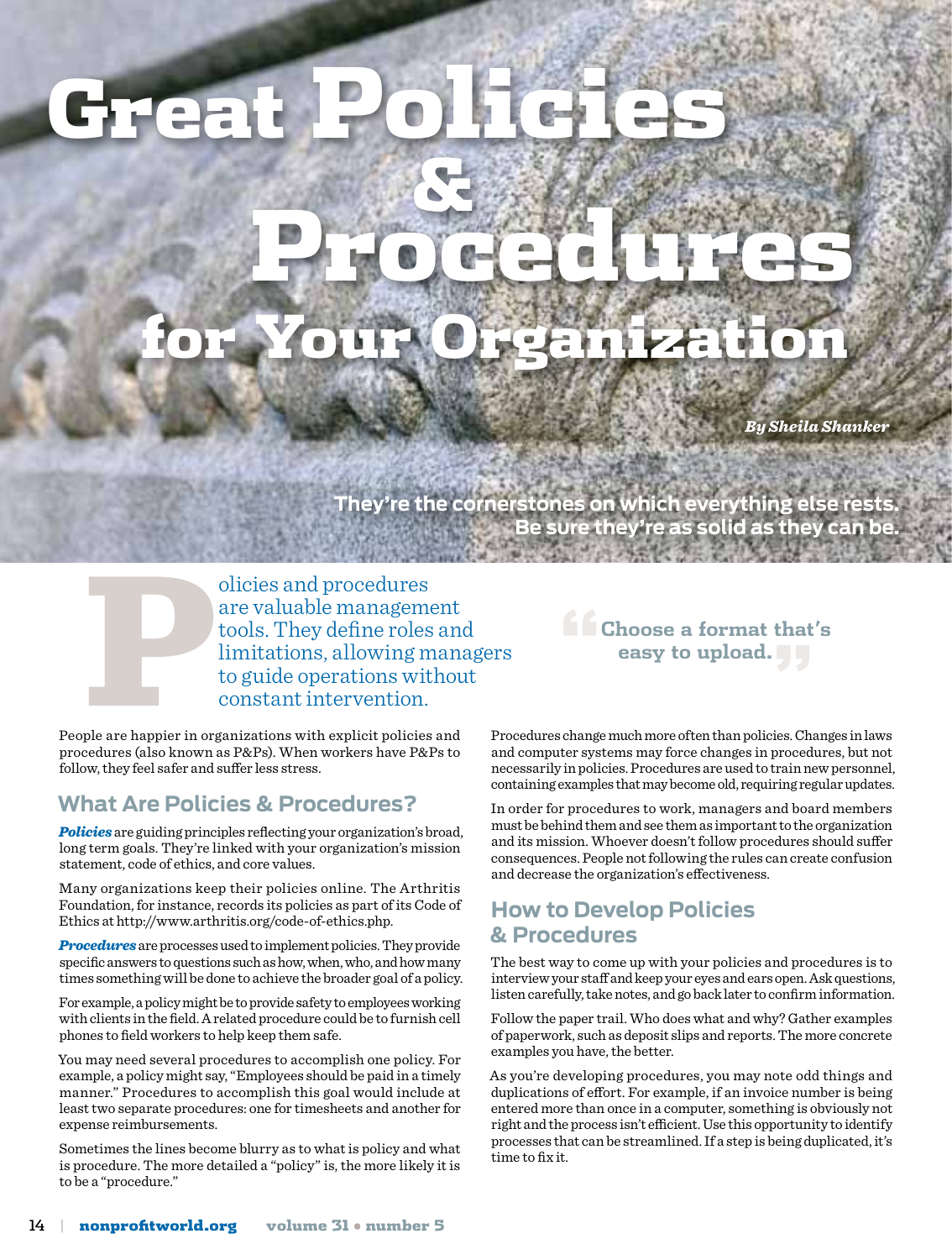# Great Policies & Procedures for Your Organization

***By Sheila Shanker***

**They're the cornerstones on which everything else rests. Be sure they're as solid as they can be.**

Policies and procedures are valuable management tools. They define roles and limitations, allowing managers to guide operations without constant intervention.

People are happier in organizations with explicit policies and procedures (also known as P&Ps). When workers have P&Ps to follow, they feel safer and suffer less stress.

## What Are Policies & Procedures?

***Policies*** are guiding principles reflecting your organization's broad, long term goals. They're linked with your organization's mission statement, code of ethics, and core values.

Many organizations keep their policies online. The Arthritis Foundation, for instance, records its policies as part of its Code of Ethics at http://www.arthritis.org/code-of-ethics.php.

***Procedures*** are processes used to implement policies. They provide specific answers to questions such as how, when, who, and how many times something will be done to achieve the broader goal of a policy.

For example, a policy might be to provide safety to employees working with clients in the field. A related procedure could be to furnish cell phones to field workers to help keep them safe.

You may need several procedures to accomplish one policy. For example, a policy might say, "Employees should be paid in a timely manner." Procedures to accomplish this goal would include at least two separate procedures: one for timesheets and another for expense reimbursements.

Sometimes the lines become blurry as to what is policy and what is procedure. The more detailed a "policy" is, the more likely it is to be a "procedure."

> **"Choose a format that's easy to upload."**

Procedures change much more often than policies. Changes in laws and computer systems may force changes in procedures, but not necessarily in policies. Procedures are used to train new personnel, containing examples that may become old, requiring regular updates.

In order for procedures to work, managers and board members must be behind them and see them as important to the organization and its mission. Whoever doesn't follow procedures should suffer consequences. People not following the rules can create confusion and decrease the organization's effectiveness.

## How to Develop Policies & Procedures

The best way to come up with your policies and procedures is to interview your staff and keep your eyes and ears open. Ask questions, listen carefully, take notes, and go back later to confirm information.

Follow the paper trail. Who does what and why? Gather examples of paperwork, such as deposit slips and reports. The more concrete examples you have, the better.

As you're developing procedures, you may note odd things and duplications of effort. For example, if an invoice number is being entered more than once in a computer, something is obviously not right and the process isn't efficient. Use this opportunity to identify processes that can be streamlined. If a step is being duplicated, it's time to fix it.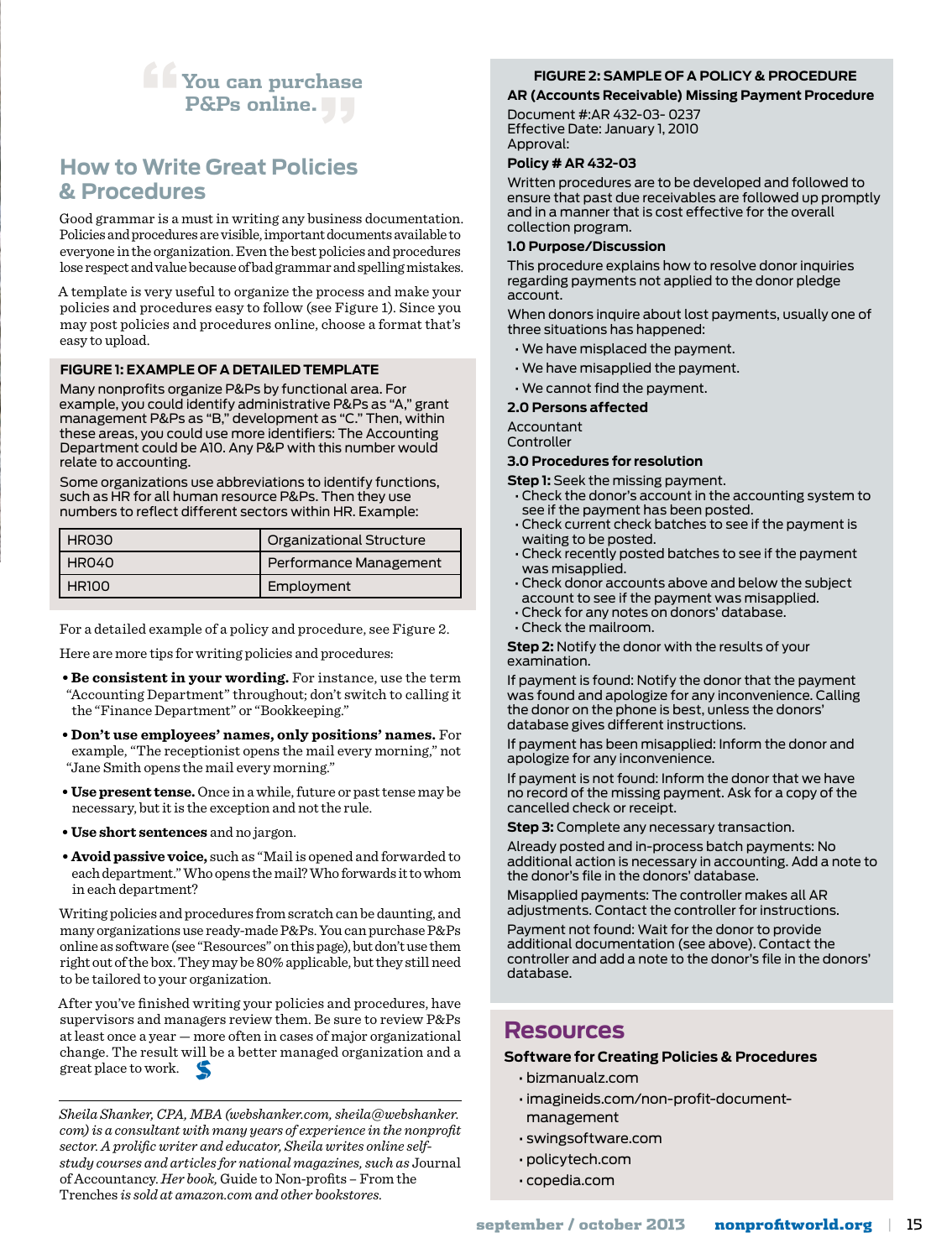> You can purchase P&Ps online.

## How to Write Great Policies & Procedures

Good grammar is a must in writing any business documentation. Policies and procedures are visible, important documents available to everyone in the organization. Even the best policies and procedures lose respect and value because of bad grammar and spelling mistakes.

A template is very useful to organize the process and make your policies and procedures easy to follow (see Figure 1). Since you may post policies and procedures online, choose a format that's easy to upload.

### FIGURE 1: EXAMPLE OF A DETAILED TEMPLATE

Many nonprofits organize P&Ps by functional area. For example, you could identify administrative P&Ps as "A," grant management P&Ps as "B," development as "C." Then, within these areas, you could use more identifiers: The Accounting Department could be A10. Any P&P with this number would relate to accounting.

Some organizations use abbreviations to identify functions, such as HR for all human resource P&Ps. Then they use numbers to reflect different sectors within HR. Example:

| | |
|---|---|
| HR030 | Organizational Structure |
| HR040 | Performance Management |
| HR100 | Employment |

For a detailed example of a policy and procedure, see Figure 2.

Here are more tips for writing policies and procedures:

- **Be consistent in your wording.** For instance, use the term "Accounting Department" throughout; don't switch to calling it the "Finance Department" or "Bookkeeping."
- **Don't use employees' names, only positions' names.** For example, "The receptionist opens the mail every morning," not "Jane Smith opens the mail every morning."
- **Use present tense.** Once in a while, future or past tense may be necessary, but it is the exception and not the rule.
- **Use short sentences** and no jargon.
- **Avoid passive voice,** such as "Mail is opened and forwarded to each department." Who opens the mail? Who forwards it to whom in each department?

Writing policies and procedures from scratch can be daunting, and many organizations use ready-made P&Ps. You can purchase P&Ps online as software (see "Resources" on this page), but don't use them right out of the box. They may be 80% applicable, but they still need to be tailored to your organization.

After you've finished writing your policies and procedures, have supervisors and managers review them. Be sure to review P&Ps at least once a year — more often in cases of major organizational change. The result will be a better managed organization and a great place to work.

---

*Sheila Shanker, CPA, MBA (webshanker.com, sheila@webshanker.com) is a consultant with many years of experience in the nonprofit sector. A prolific writer and educator, Sheila writes online self-study courses and articles for national magazines, such as* Journal of Accountancy. *Her book,* Guide to Non-profits – From the Trenches *is sold at amazon.com and other bookstores.*

### FIGURE 2: SAMPLE OF A POLICY & PROCEDURE

**AR (Accounts Receivable) Missing Payment Procedure**

Document #:AR 432-03- 0237
Effective Date: January 1, 2010
Approval:

**Policy # AR 432-03**

Written procedures are to be developed and followed to ensure that past due receivables are followed up promptly and in a manner that is cost effective for the overall collection program.

**1.0 Purpose/Discussion**

This procedure explains how to resolve donor inquiries regarding payments not applied to the donor pledge account.

When donors inquire about lost payments, usually one of three situations has happened:

- We have misplaced the payment.
- We have misapplied the payment.
- We cannot find the payment.

**2.0 Persons affected**

Accountant
Controller

**3.0 Procedures for resolution**

**Step 1:** Seek the missing payment.

- Check the donor's account in the accounting system to see if the payment has been posted.
- Check current check batches to see if the payment is waiting to be posted.
- Check recently posted batches to see if the payment was misapplied.
- Check donor accounts above and below the subject account to see if the payment was misapplied.
- Check for any notes on donors' database.
- Check the mailroom.

**Step 2:** Notify the donor with the results of your examination.

If payment is found: Notify the donor that the payment was found and apologize for any inconvenience. Calling the donor on the phone is best, unless the donors' database gives different instructions.

If payment has been misapplied: Inform the donor and apologize for any inconvenience.

If payment is not found: Inform the donor that we have no record of the missing payment. Ask for a copy of the cancelled check or receipt.

**Step 3:** Complete any necessary transaction.

Already posted and in-process batch payments: No additional action is necessary in accounting. Add a note to the donor's file in the donors' database.

Misapplied payments: The controller makes all AR adjustments. Contact the controller for instructions.

Payment not found: Wait for the donor to provide additional documentation (see above). Contact the controller and add a note to the donor's file in the donors' database.

## Resources

**Software for Creating Policies & Procedures**

- bizmanualz.com
- imagineids.com/non-profit-document-management
- swingsoftware.com
- policytech.com
- copedia.com